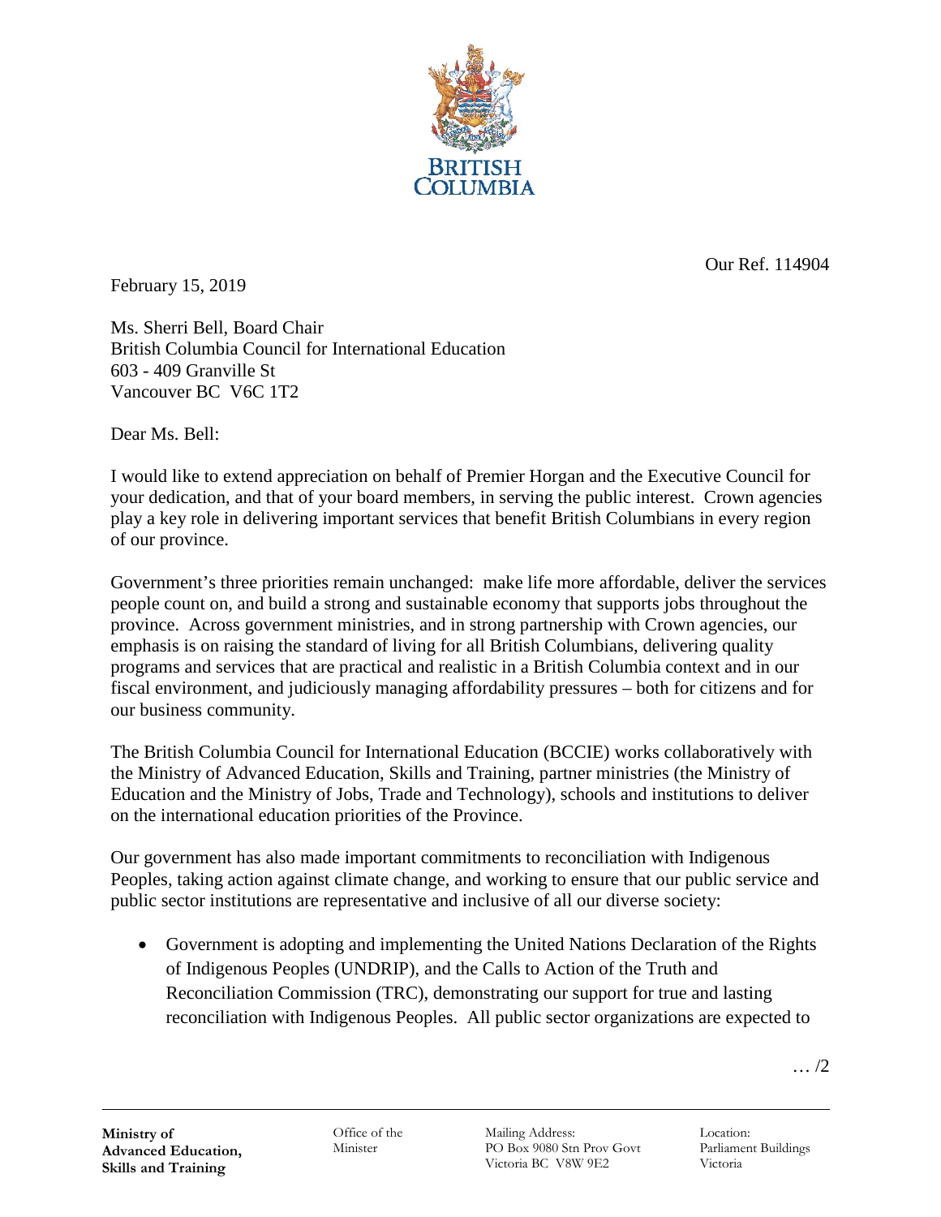Our Ref. 114904

February 15, 2019

Ms. Sherri Bell, Board Chair
British Columbia Council for International Education
603 - 409 Granville St
Vancouver BC V6C 1T2

Dear Ms. Bell:

I would like to extend appreciation on behalf of Premier Horgan and the Executive Council for your dedication, and that of your board members, in serving the public interest. Crown agencies play a key role in delivering important services that benefit British Columbians in every region of our province.

Government's three priorities remain unchanged: make life more affordable, deliver the services people count on, and build a strong and sustainable economy that supports jobs throughout the province. Across government ministries, and in strong partnership with Crown agencies, our emphasis is on raising the standard of living for all British Columbians, delivering quality programs and services that are practical and realistic in a British Columbia context and in our fiscal environment, and judiciously managing affordability pressures – both for citizens and for our business community.

The British Columbia Council for International Education (BCCIE) works collaboratively with the Ministry of Advanced Education, Skills and Training, partner ministries (the Ministry of Education and the Ministry of Jobs, Trade and Technology), schools and institutions to deliver on the international education priorities of the Province.

Our government has also made important commitments to reconciliation with Indigenous Peoples, taking action against climate change, and working to ensure that our public service and public sector institutions are representative and inclusive of all our diverse society:

- Government is adopting and implementing the United Nations Declaration of the Rights of Indigenous Peoples (UNDRIP), and the Calls to Action of the Truth and Reconciliation Commission (TRC), demonstrating our support for true and lasting reconciliation with Indigenous Peoples. All public sector organizations are expected to

… /2

**Ministry of Advanced Education, Skills and Training** | Office of the Minister | Mailing Address: PO Box 9080 Stn Prov Govt Victoria BC V8W 9E2 | Location: Parliament Buildings Victoria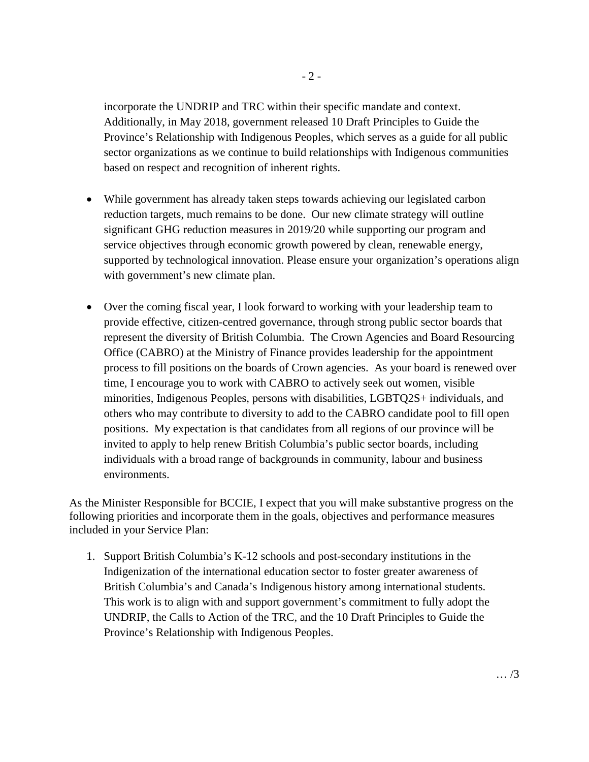incorporate the UNDRIP and TRC within their specific mandate and context. Additionally, in May 2018, government released 10 Draft Principles to Guide the Province's Relationship with Indigenous Peoples, which serves as a guide for all public sector organizations as we continue to build relationships with Indigenous communities based on respect and recognition of inherent rights.

- While government has already taken steps towards achieving our legislated carbon reduction targets, much remains to be done. Our new climate strategy will outline significant GHG reduction measures in 2019/20 while supporting our program and service objectives through economic growth powered by clean, renewable energy, supported by technological innovation. Please ensure your organization's operations align with government's new climate plan.

- Over the coming fiscal year, I look forward to working with your leadership team to provide effective, citizen-centred governance, through strong public sector boards that represent the diversity of British Columbia. The Crown Agencies and Board Resourcing Office (CABRO) at the Ministry of Finance provides leadership for the appointment process to fill positions on the boards of Crown agencies. As your board is renewed over time, I encourage you to work with CABRO to actively seek out women, visible minorities, Indigenous Peoples, persons with disabilities, LGBTQ2S+ individuals, and others who may contribute to diversity to add to the CABRO candidate pool to fill open positions. My expectation is that candidates from all regions of our province will be invited to apply to help renew British Columbia's public sector boards, including individuals with a broad range of backgrounds in community, labour and business environments.

As the Minister Responsible for BCCIE, I expect that you will make substantive progress on the following priorities and incorporate them in the goals, objectives and performance measures included in your Service Plan:

1. Support British Columbia's K-12 schools and post-secondary institutions in the Indigenization of the international education sector to foster greater awareness of British Columbia's and Canada's Indigenous history among international students. This work is to align with and support government's commitment to fully adopt the UNDRIP, the Calls to Action of the TRC, and the 10 Draft Principles to Guide the Province's Relationship with Indigenous Peoples.

… /3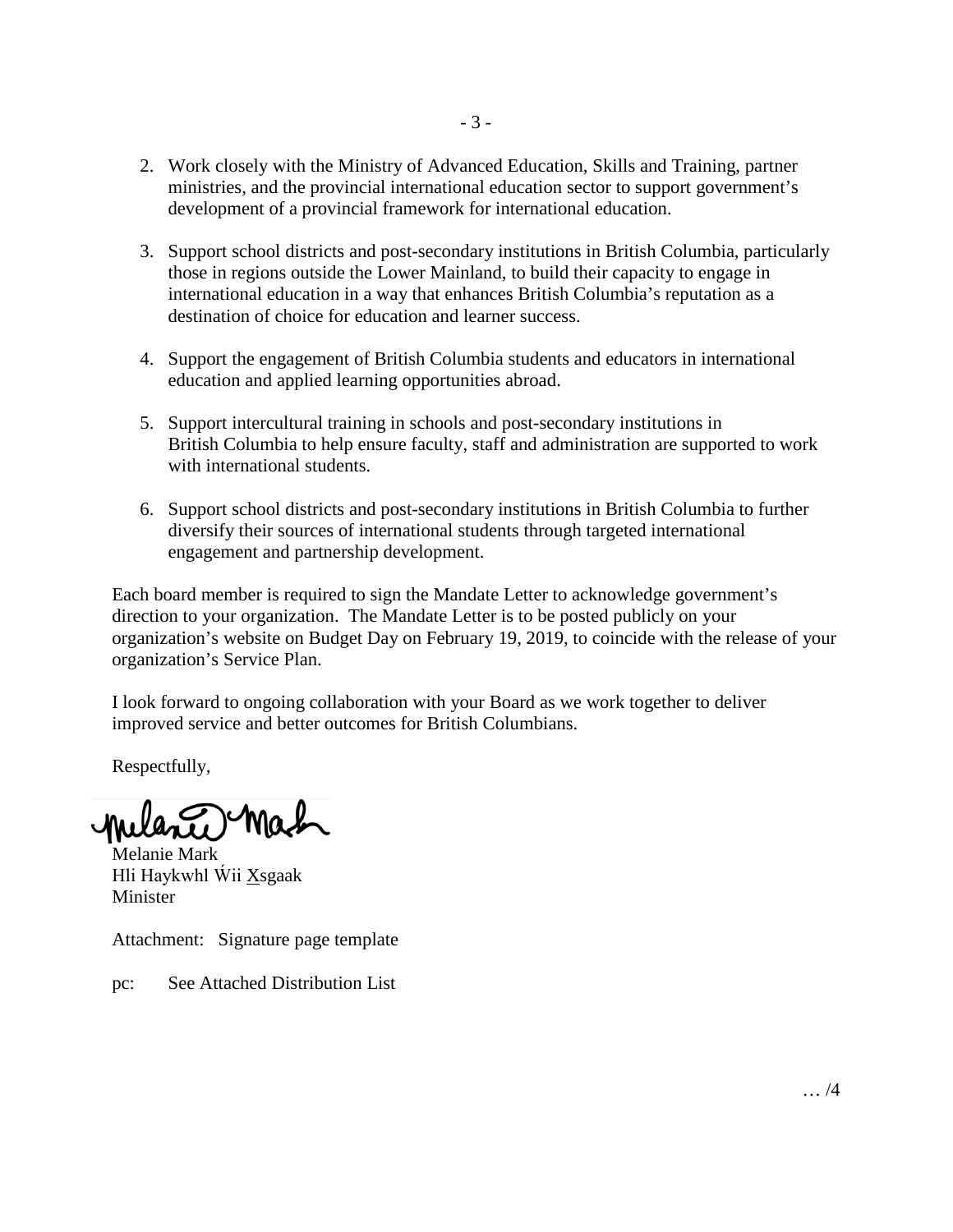2. Work closely with the Ministry of Advanced Education, Skills and Training, partner ministries, and the provincial international education sector to support government's development of a provincial framework for international education.

3. Support school districts and post-secondary institutions in British Columbia, particularly those in regions outside the Lower Mainland, to build their capacity to engage in international education in a way that enhances British Columbia's reputation as a destination of choice for education and learner success.

4. Support the engagement of British Columbia students and educators in international education and applied learning opportunities abroad.

5. Support intercultural training in schools and post-secondary institutions in British Columbia to help ensure faculty, staff and administration are supported to work with international students.

6. Support school districts and post-secondary institutions in British Columbia to further diversify their sources of international students through targeted international engagement and partnership development.

Each board member is required to sign the Mandate Letter to acknowledge government's direction to your organization. The Mandate Letter is to be posted publicly on your organization's website on Budget Day on February 19, 2019, to coincide with the release of your organization's Service Plan.

I look forward to ongoing collaboration with your Board as we work together to deliver improved service and better outcomes for British Columbians.

Respectfully,

Melanie Mark
Hli Haykwhl Ẃii Xsgaak
Minister

Attachment: Signature page template

pc: See Attached Distribution List

… /4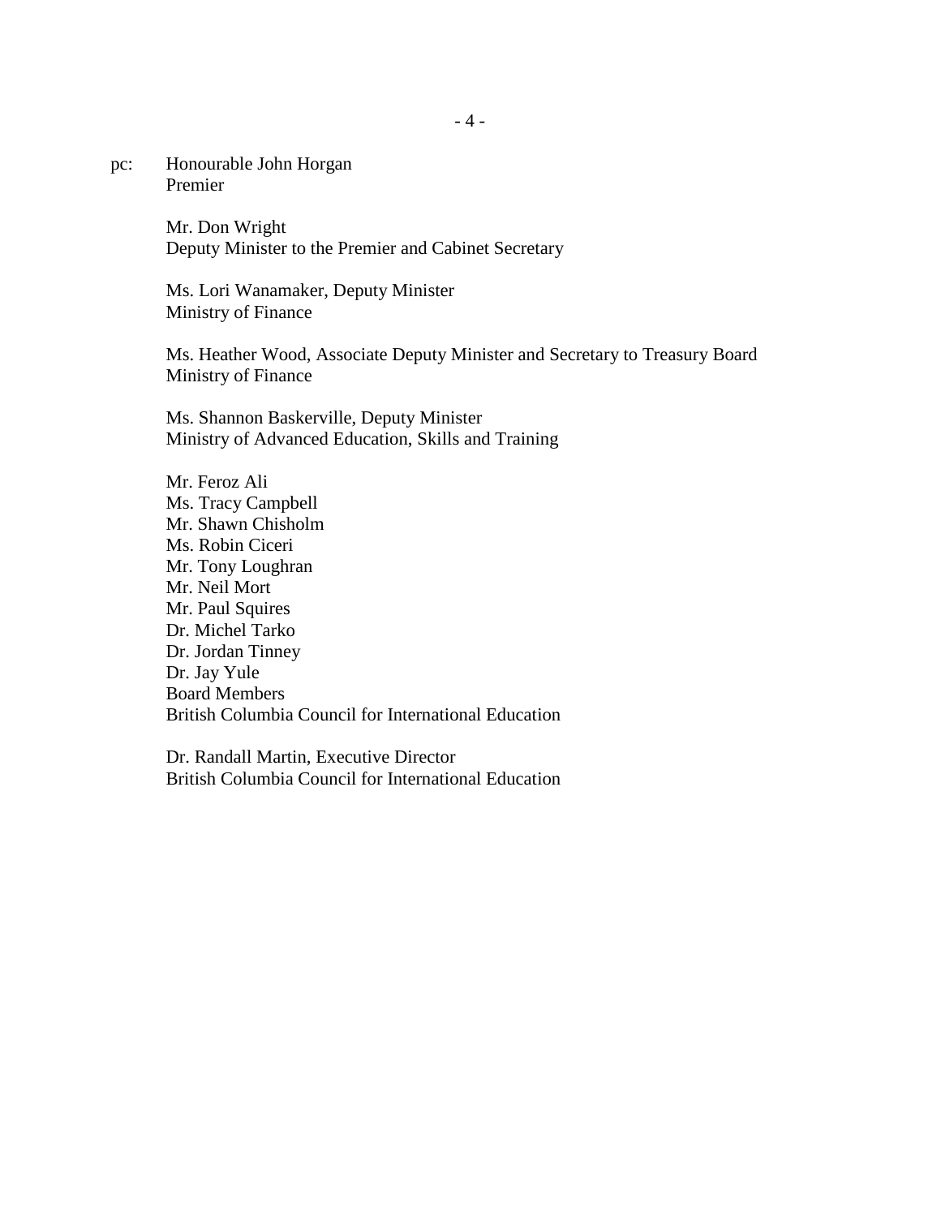pc: Honourable John Horgan  
Premier

Mr. Don Wright  
Deputy Minister to the Premier and Cabinet Secretary

Ms. Lori Wanamaker, Deputy Minister  
Ministry of Finance

Ms. Heather Wood, Associate Deputy Minister and Secretary to Treasury Board  
Ministry of Finance

Ms. Shannon Baskerville, Deputy Minister  
Ministry of Advanced Education, Skills and Training

Mr. Feroz Ali  
Ms. Tracy Campbell  
Mr. Shawn Chisholm  
Ms. Robin Ciceri  
Mr. Tony Loughran  
Mr. Neil Mort  
Mr. Paul Squires  
Dr. Michel Tarko  
Dr. Jordan Tinney  
Dr. Jay Yule  
Board Members  
British Columbia Council for International Education

Dr. Randall Martin, Executive Director  
British Columbia Council for International Education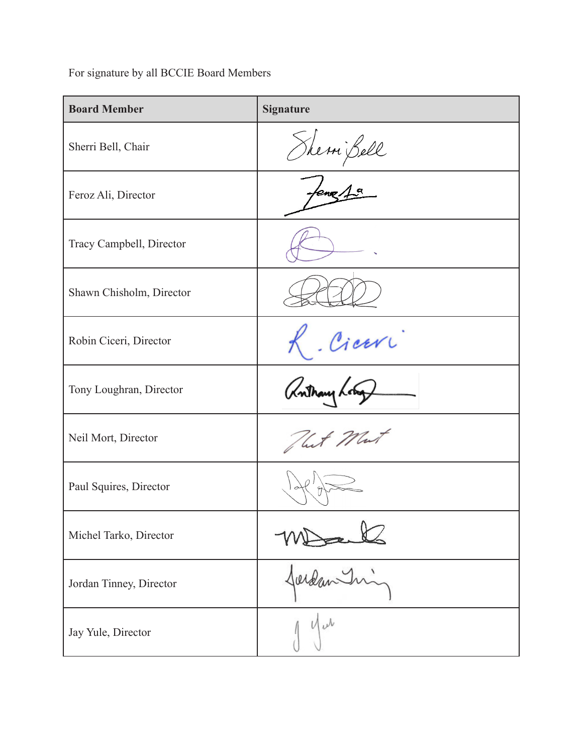For signature by all BCCIE Board Members

| Board Member | Signature |
| --- | --- |
| Sherri Bell, Chair | Sherri Bell |
| Feroz Ali, Director | |
| Tracy Campbell, Director | |
| Shawn Chisholm, Director | |
| Robin Ciceri, Director | R. Ciceri |
| Tony Loughran, Director | |
| Neil Mort, Director | |
| Paul Squires, Director | |
| Michel Tarko, Director | |
| Jordan Tinney, Director | |
| Jay Yule, Director | |